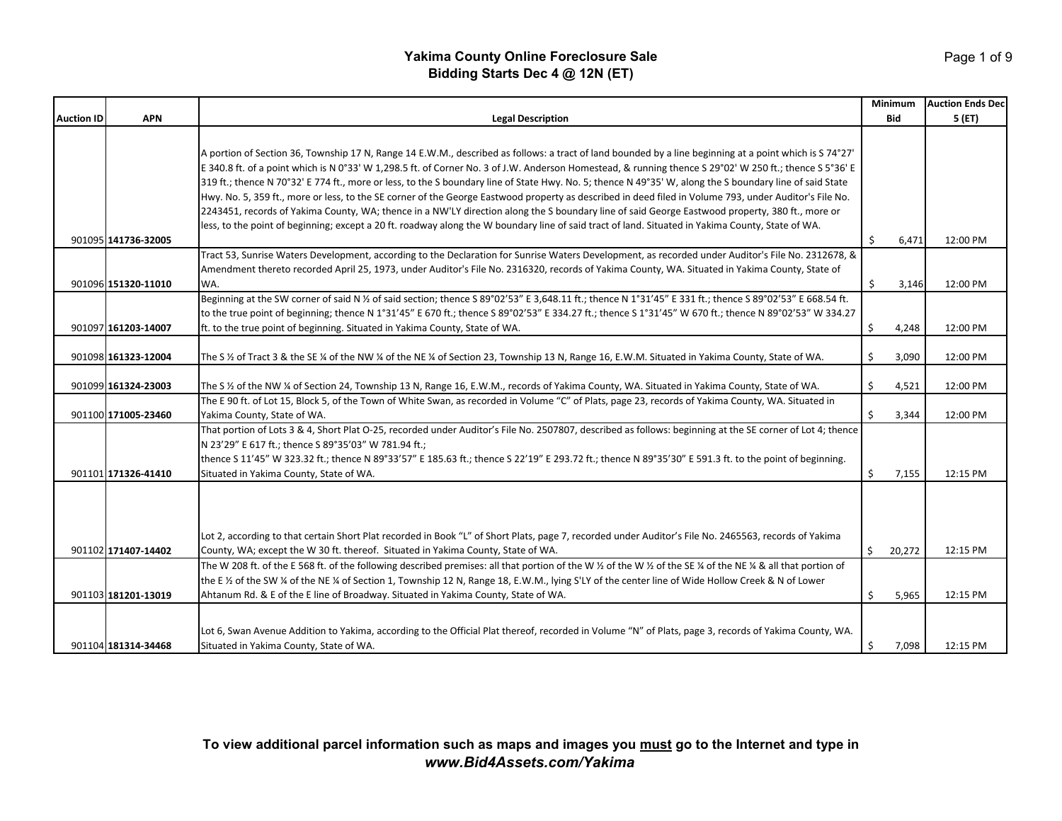# Yakima County Online Foreclosure Sale

## Bidding Starts Dec 4 @ 12N (ET)

| Auction ID | APN | Legal Description | Minimum Bid | Auction Ends Dec 5 (ET) |
|---|---|---|---|---|
| 901095 | **141736-32005** | A portion of Section 36, Township 17 N, Range 14 E.W.M., described as follows: a tract of land bounded by a line beginning at a point which is S 74°27' E 340.8 ft. of a point which is N 0°33' W 1,298.5 ft. of Corner No. 3 of J.W. Anderson Homestead, & running thence S 29°02' W 250 ft.; thence S 5°36' E 319 ft.; thence N 70°32' E 774 ft., more or less, to the S boundary line of State Hwy. No. 5; thence N 49°35' W, along the S boundary line of said State Hwy. No. 5, 359 ft., more or less, to the SE corner of the George Eastwood property as described in deed filed in Volume 793, under Auditor's File No. 2243451, records of Yakima County, WA; thence in a NW'LY direction along the S boundary line of said George Eastwood property, 380 ft., more or less, to the point of beginning; except a 20 ft. roadway along the W boundary line of said tract of land. Situated in Yakima County, State of WA. | $ 6,471 | 12:00 PM |
| 901096 | **151320-11010** | Tract 53, Sunrise Waters Development, according to the Declaration for Sunrise Waters Development, as recorded under Auditor's File No. 2312678, & Amendment thereto recorded April 25, 1973, under Auditor's File No. 2316320, records of Yakima County, WA. Situated in Yakima County, State of WA. | $ 3,146 | 12:00 PM |
| 901097 | **161203-14007** | Beginning at the SW corner of said N ½ of said section; thence S 89°02'53" E 3,648.11 ft.; thence N 1°31'45" E 331 ft.; thence S 89°02'53" E 668.54 ft. to the true point of beginning; thence N 1°31'45" E 670 ft.; thence S 89°02'53" E 334.27 ft.; thence S 1°31'45" W 670 ft.; thence N 89°02'53" W 334.27 ft. to the true point of beginning. Situated in Yakima County, State of WA. | $ 4,248 | 12:00 PM |
| 901098 | **161323-12004** | The S ½ of Tract 3 & the SE ¼ of the NW ¼ of the NE ¼ of Section 23, Township 13 N, Range 16, E.W.M. Situated in Yakima County, State of WA. | $ 3,090 | 12:00 PM |
| 901099 | **161324-23003** | The S ½ of the NW ¼ of Section 24, Township 13 N, Range 16, E.W.M., records of Yakima County, WA. Situated in Yakima County, State of WA. | $ 4,521 | 12:00 PM |
| 901100 | **171005-23460** | The E 90 ft. of Lot 15, Block 5, of the Town of White Swan, as recorded in Volume "C" of Plats, page 23, records of Yakima County, WA. Situated in Yakima County, State of WA. | $ 3,344 | 12:00 PM |
| 901101 | **171326-41410** | That portion of Lots 3 & 4, Short Plat O-25, recorded under Auditor's File No. 2507807, described as follows: beginning at the SE corner of Lot 4; thence N 23'29" E 617 ft.; thence S 89°35'03" W 781.94 ft.; thence S 11'45" W 323.32 ft.; thence N 89°33'57" E 185.63 ft.; thence S 22'19" E 293.72 ft.; thence N 89°35'30" E 591.3 ft. to the point of beginning. Situated in Yakima County, State of WA. | $ 7,155 | 12:15 PM |
| 901102 | **171407-14402** | Lot 2, according to that certain Short Plat recorded in Book "L" of Short Plats, page 7, recorded under Auditor's File No. 2465563, records of Yakima County, WA; except the W 30 ft. thereof. Situated in Yakima County, State of WA. | $ 20,272 | 12:15 PM |
| 901103 | **181201-13019** | The W 208 ft. of the E 568 ft. of the following described premises: all that portion of the W ½ of the W ½ of the SE ¼ of the NE ¼ & all that portion of the E ½ of the SW ¼ of the NE ¼ of Section 1, Township 12 N, Range 18, E.W.M., lying S'LY of the center line of Wide Hollow Creek & N of Lower Ahtanum Rd. & E of the E line of Broadway. Situated in Yakima County, State of WA. | $ 5,965 | 12:15 PM |
| 901104 | **181314-34468** | Lot 6, Swan Avenue Addition to Yakima, according to the Official Plat thereof, recorded in Volume "N" of Plats, page 3, records of Yakima County, WA. Situated in Yakima County, State of WA. | $ 7,098 | 12:15 PM |

**To view additional parcel information such as maps and images you <u>must</u> go to the Internet and type in *www.Bid4Assets.com/Yakima***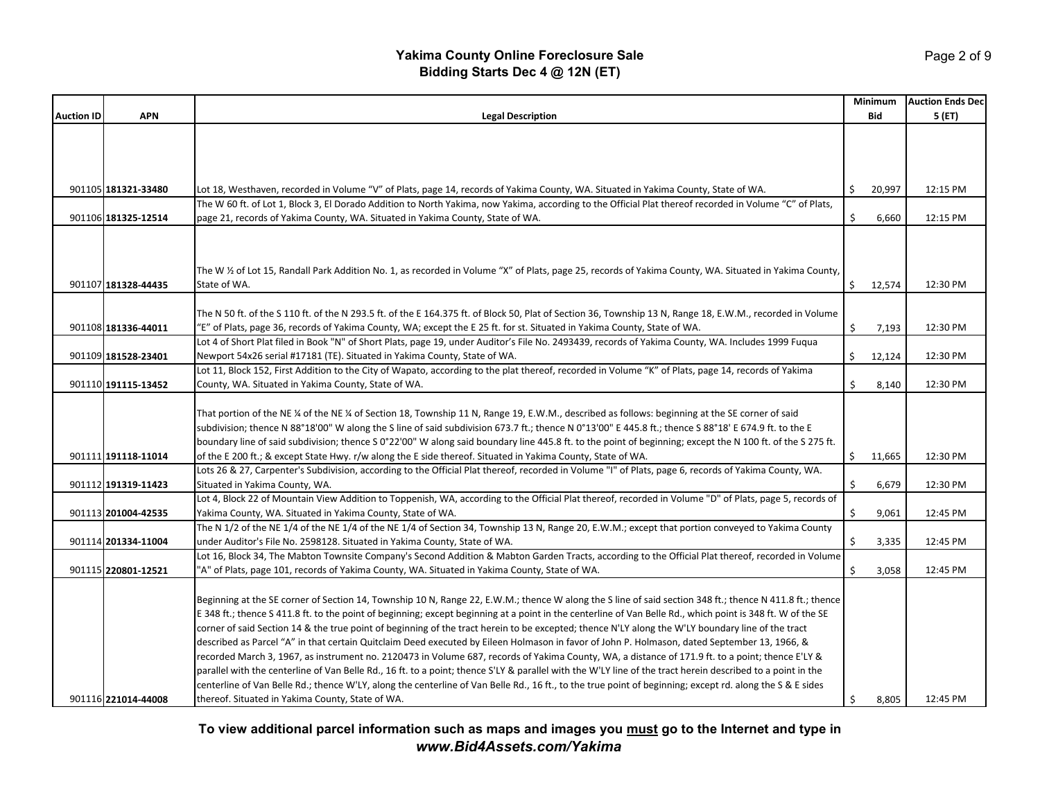# Yakima County Online Foreclosure Sale
## Bidding Starts Dec 4 @ 12N (ET)

| Auction ID | APN | Legal Description | Minimum Bid | Auction Ends Dec 5 (ET) |
|---|---|---|---|---|
| 901105 | **181321-33480** | Lot 18, Westhaven, recorded in Volume "V" of Plats, page 14, records of Yakima County, WA. Situated in Yakima County, State of WA. | $ 20,997 | 12:15 PM |
| 901106 | **181325-12514** | The W 60 ft. of Lot 1, Block 3, El Dorado Addition to North Yakima, now Yakima, according to the Official Plat thereof recorded in Volume "C" of Plats, page 21, records of Yakima County, WA. Situated in Yakima County, State of WA. | $ 6,660 | 12:15 PM |
| 901107 | **181328-44435** | The W ½ of Lot 15, Randall Park Addition No. 1, as recorded in Volume "X" of Plats, page 25, records of Yakima County, WA. Situated in Yakima County, State of WA. | $ 12,574 | 12:30 PM |
| 901108 | **181336-44011** | The N 50 ft. of the S 110 ft. of the N 293.5 ft. of the E 164.375 ft. of Block 50, Plat of Section 36, Township 13 N, Range 18, E.W.M., recorded in Volume "E" of Plats, page 36, records of Yakima County, WA; except the E 25 ft. for st. Situated in Yakima County, State of WA. | $ 7,193 | 12:30 PM |
| 901109 | **181528-23401** | Lot 4 of Short Plat filed in Book "N" of Short Plats, page 19, under Auditor's File No. 2493439, records of Yakima County, WA. Includes 1999 Fuqua Newport 54x26 serial #17181 (TE). Situated in Yakima County, State of WA. | $ 12,124 | 12:30 PM |
| 901110 | **191115-13452** | Lot 11, Block 152, First Addition to the City of Wapato, according to the plat thereof, recorded in Volume "K" of Plats, page 14, records of Yakima County, WA. Situated in Yakima County, State of WA. | $ 8,140 | 12:30 PM |
| 901111 | **191118-11014** | That portion of the NE ¼ of the NE ¼ of Section 18, Township 11 N, Range 19, E.W.M., described as follows: beginning at the SE corner of said subdivision; thence N 88°18'00" W along the S line of said subdivision 673.7 ft.; thence N 0°13'00" E 445.8 ft.; thence S 88°18' E 674.9 ft. to the E boundary line of said subdivision; thence S 0°22'00" W along said boundary line 445.8 ft. to the point of beginning; except the N 100 ft. of the S 275 ft. of the E 200 ft.; & except State Hwy. r/w along the E side thereof. Situated in Yakima County, State of WA. | $ 11,665 | 12:30 PM |
| 901112 | **191319-11423** | Lots 26 & 27, Carpenter's Subdivision, according to the Official Plat thereof, recorded in Volume "I" of Plats, page 6, records of Yakima County, WA. Situated in Yakima County, WA. | $ 6,679 | 12:30 PM |
| 901113 | **201004-42535** | Lot 4, Block 22 of Mountain View Addition to Toppenish, WA, according to the Official Plat thereof, recorded in Volume "D" of Plats, page 5, records of Yakima County, WA. Situated in Yakima County, State of WA. | $ 9,061 | 12:45 PM |
| 901114 | **201334-11004** | The N 1/2 of the NE 1/4 of the NE 1/4 of the NE 1/4 of Section 34, Township 13 N, Range 20, E.W.M.; except that portion conveyed to Yakima County under Auditor's File No. 2598128. Situated in Yakima County, State of WA. | $ 3,335 | 12:45 PM |
| 901115 | **220801-12521** | Lot 16, Block 34, The Mabton Townsite Company's Second Addition & Mabton Garden Tracts, according to the Official Plat thereof, recorded in Volume "A" of Plats, page 101, records of Yakima County, WA. Situated in Yakima County, State of WA. | $ 3,058 | 12:45 PM |
| 901116 | **221014-44008** | Beginning at the SE corner of Section 14, Township 10 N, Range 22, E.W.M.; thence W along the S line of said section 348 ft.; thence N 411.8 ft.; thence E 348 ft.; thence S 411.8 ft. to the point of beginning; except beginning at a point in the centerline of Van Belle Rd., which point is 348 ft. W of the SE corner of said Section 14 & the true point of beginning of the tract herein to be excepted; thence N'LY along the W'LY boundary line of the tract described as Parcel "A" in that certain Quitclaim Deed executed by Eileen Holmason in favor of John P. Holmason, dated September 13, 1966, & recorded March 3, 1967, as instrument no. 2120473 in Volume 687, records of Yakima County, WA, a distance of 171.9 ft. to a point; thence E'LY & parallel with the centerline of Van Belle Rd., 16 ft. to a point; thence S'LY & parallel with the W'LY line of the tract herein described to a point in the centerline of Van Belle Rd.; thence W'LY, along the centerline of Van Belle Rd., 16 ft., to the true point of beginning; except rd. along the S & E sides thereof. Situated in Yakima County, State of WA. | $ 8,805 | 12:45 PM |

**To view additional parcel information such as maps and images you <u>must</u> go to the Internet and type in *www.Bid4Assets.com/Yakima***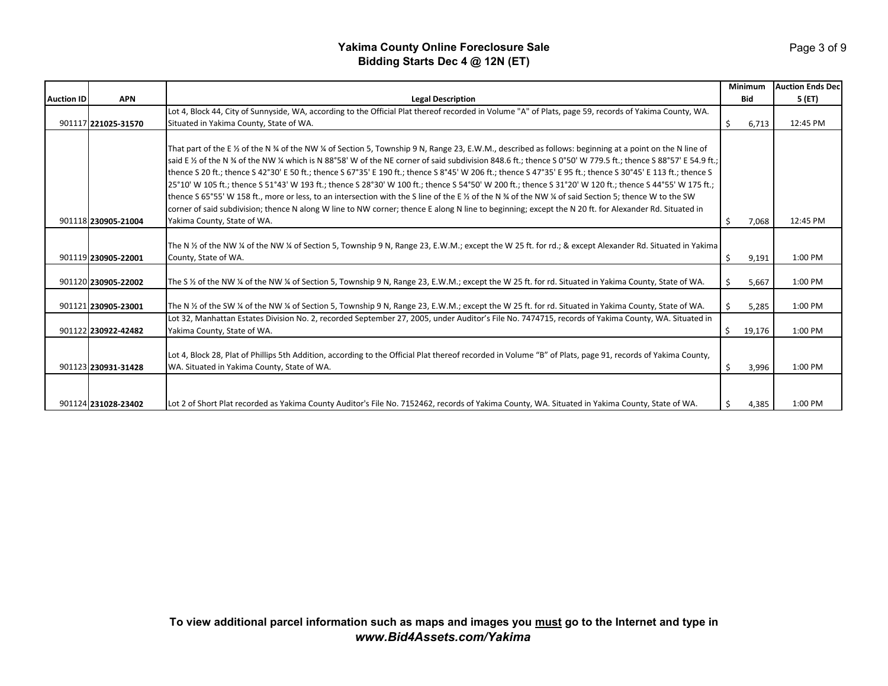**Yakima County Online Foreclosure Sale**
**Bidding Starts Dec 4 @ 12N (ET)**

| Auction ID | APN | Legal Description | Minimum Bid | Auction Ends Dec 5 (ET) |
|---|---|---|---|---|
| 901117 | **221025-31570** | Lot 4, Block 44, City of Sunnyside, WA, according to the Official Plat thereof recorded in Volume "A" of Plats, page 59, records of Yakima County, WA. Situated in Yakima County, State of WA. | $ 6,713 | 12:45 PM |
| 901118 | **230905-21004** | That part of the E ½ of the N ¾ of the NW ¼ of Section 5, Township 9 N, Range 23, E.W.M., described as follows: beginning at a point on the N line of said E ½ of the N ¾ of the NW ¼ which is N 88°58' W of the NE corner of said subdivision 848.6 ft.; thence S 0°50' W 779.5 ft.; thence S 88°57' E 54.9 ft.; thence S 20 ft.; thence S 42°30' E 50 ft.; thence S 67°35' E 190 ft.; thence S 8°45' W 206 ft.; thence S 47°35' E 95 ft.; thence S 30°45' E 113 ft.; thence S 25°10' W 105 ft.; thence S 51°43' W 193 ft.; thence S 28°30' W 100 ft.; thence S 54°50' W 200 ft.; thence S 31°20' W 120 ft.; thence S 44°55' W 175 ft.; thence S 65°55' W 158 ft., more or less, to an intersection with the S line of the E ½ of the N ¾ of the NW ¼ of said Section 5; thence W to the SW corner of said subdivision; thence N along W line to NW corner; thence E along N line to beginning; except the N 20 ft. for Alexander Rd. Situated in Yakima County, State of WA. | $ 7,068 | 12:45 PM |
| 901119 | **230905-22001** | The N ½ of the NW ¼ of the NW ¼ of Section 5, Township 9 N, Range 23, E.W.M.; except the W 25 ft. for rd.; & except Alexander Rd. Situated in Yakima County, State of WA. | $ 9,191 | 1:00 PM |
| 901120 | **230905-22002** | The S ½ of the NW ¼ of the NW ¼ of Section 5, Township 9 N, Range 23, E.W.M.; except the W 25 ft. for rd. Situated in Yakima County, State of WA. | $ 5,667 | 1:00 PM |
| 901121 | **230905-23001** | The N ½ of the SW ¼ of the NW ¼ of Section 5, Township 9 N, Range 23, E.W.M.; except the W 25 ft. for rd. Situated in Yakima County, State of WA. | $ 5,285 | 1:00 PM |
| 901122 | **230922-42482** | Lot 32, Manhattan Estates Division No. 2, recorded September 27, 2005, under Auditor's File No. 7474715, records of Yakima County, WA. Situated in Yakima County, State of WA. | $ 19,176 | 1:00 PM |
| 901123 | **230931-31428** | Lot 4, Block 28, Plat of Phillips 5th Addition, according to the Official Plat thereof recorded in Volume "B" of Plats, page 91, records of Yakima County, WA. Situated in Yakima County, State of WA. | $ 3,996 | 1:00 PM |
| 901124 | **231028-23402** | Lot 2 of Short Plat recorded as Yakima County Auditor's File No. 7152462, records of Yakima County, WA. Situated in Yakima County, State of WA. | $ 4,385 | 1:00 PM |

**To view additional parcel information such as maps and images you <u>must</u> go to the Internet and type in *www.Bid4Assets.com/Yakima***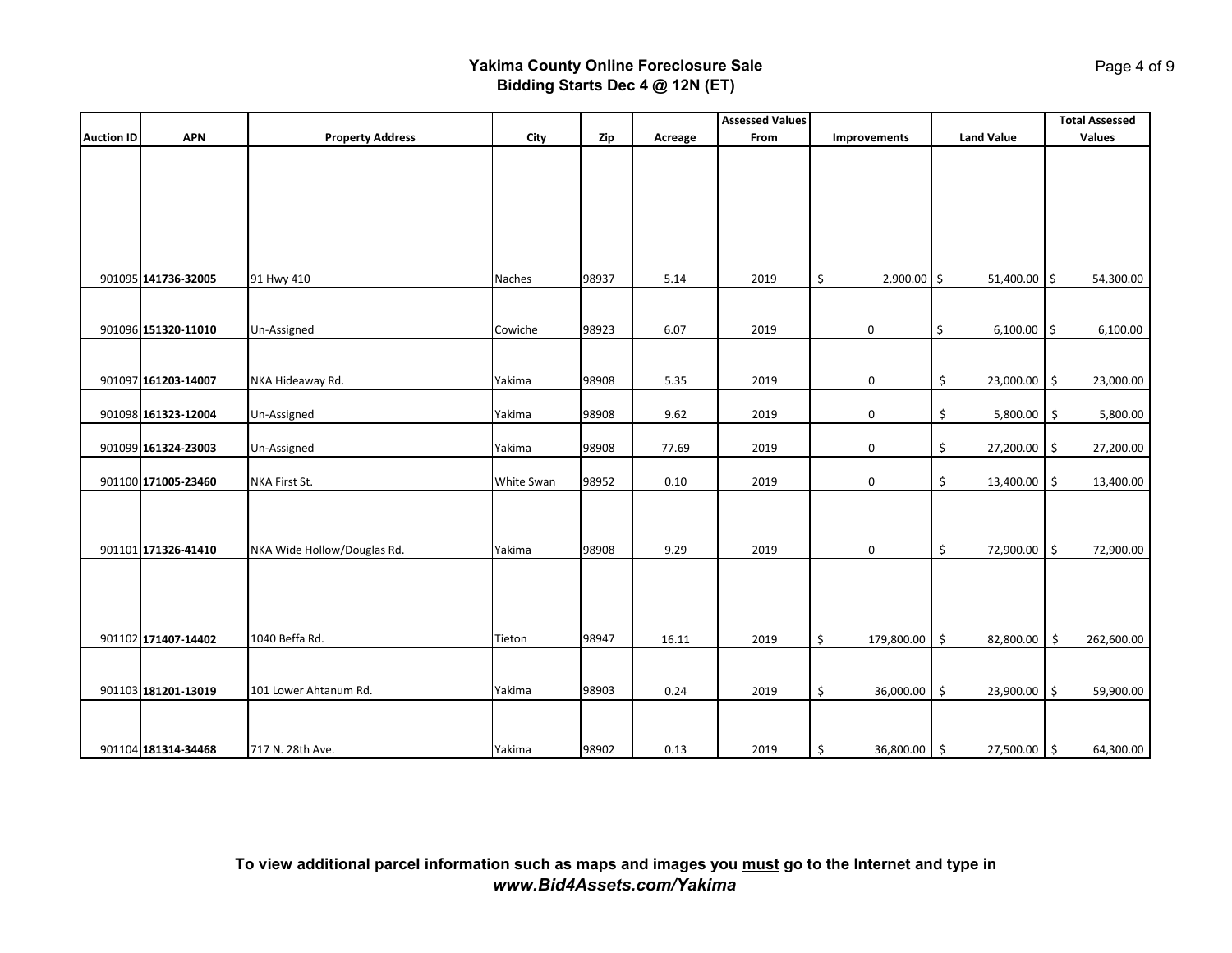# Yakima County Online Foreclosure Sale

## Bidding Starts Dec 4 @ 12N (ET)

| Auction ID | APN | Property Address | City | Zip | Acreage | Assessed Values From | Improvements | Land Value | Total Assessed Values |
|---|---|---|---|---|---|---|---|---|---|
| 901095 | **141736-32005** | 91 Hwy 410 | Naches | 98937 | 5.14 | 2019 | $ 2,900.00 | $ 51,400.00 | $ 54,300.00 |
| 901096 | **151320-11010** | Un-Assigned | Cowiche | 98923 | 6.07 | 2019 | 0 | $ 6,100.00 | $ 6,100.00 |
| 901097 | **161203-14007** | NKA Hideaway Rd. | Yakima | 98908 | 5.35 | 2019 | 0 | $ 23,000.00 | $ 23,000.00 |
| 901098 | **161323-12004** | Un-Assigned | Yakima | 98908 | 9.62 | 2019 | 0 | $ 5,800.00 | $ 5,800.00 |
| 901099 | **161324-23003** | Un-Assigned | Yakima | 98908 | 77.69 | 2019 | 0 | $ 27,200.00 | $ 27,200.00 |
| 901100 | **171005-23460** | NKA First St. | White Swan | 98952 | 0.10 | 2019 | 0 | $ 13,400.00 | $ 13,400.00 |
| 901101 | **171326-41410** | NKA Wide Hollow/Douglas Rd. | Yakima | 98908 | 9.29 | 2019 | 0 | $ 72,900.00 | $ 72,900.00 |
| 901102 | **171407-14402** | 1040 Beffa Rd. | Tieton | 98947 | 16.11 | 2019 | $ 179,800.00 | $ 82,800.00 | $ 262,600.00 |
| 901103 | **181201-13019** | 101 Lower Ahtanum Rd. | Yakima | 98903 | 0.24 | 2019 | $ 36,000.00 | $ 23,900.00 | $ 59,900.00 |
| 901104 | **181314-34468** | 717 N. 28th Ave. | Yakima | 98902 | 0.13 | 2019 | $ 36,800.00 | $ 27,500.00 | $ 64,300.00 |

**To view additional parcel information such as maps and images you <u>must</u> go to the Internet and type in *www.Bid4Assets.com/Yakima***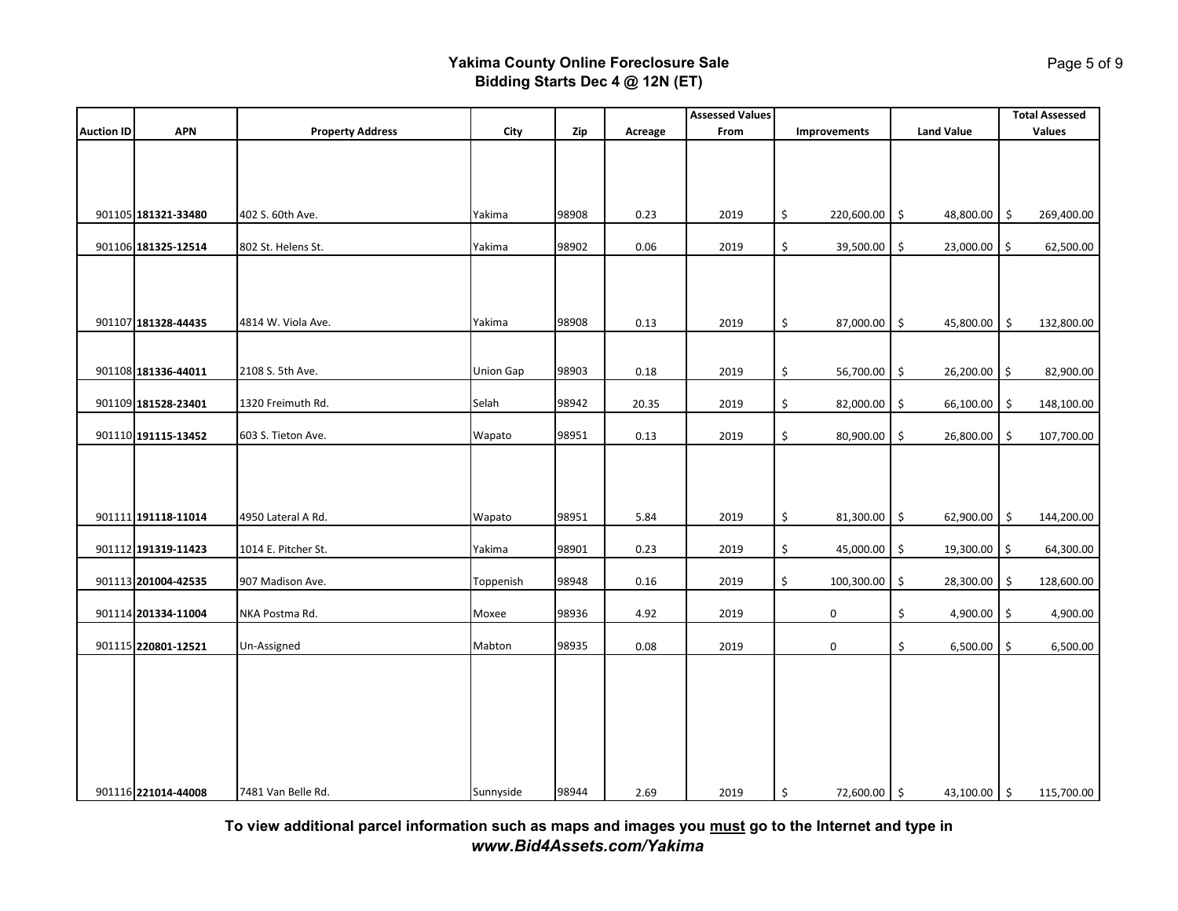## Yakima County Online Foreclosure Sale
## Bidding Starts Dec 4 @ 12N (ET)

| Auction ID | APN | Property Address | City | Zip | Acreage | Assessed Values From | Improvements | Land Value | Total Assessed Values |
|---|---|---|---|---|---|---|---|---|---|
| 901105 | **181321-33480** | 402 S. 60th Ave. | Yakima | 98908 | 0.23 | 2019 | $ 220,600.00 | $ 48,800.00 | $ 269,400.00 |
| 901106 | **181325-12514** | 802 St. Helens St. | Yakima | 98902 | 0.06 | 2019 | $ 39,500.00 | $ 23,000.00 | $ 62,500.00 |
| 901107 | **181328-44435** | 4814 W. Viola Ave. | Yakima | 98908 | 0.13 | 2019 | $ 87,000.00 | $ 45,800.00 | $ 132,800.00 |
| 901108 | **181336-44011** | 2108 S. 5th Ave. | Union Gap | 98903 | 0.18 | 2019 | $ 56,700.00 | $ 26,200.00 | $ 82,900.00 |
| 901109 | **181528-23401** | 1320 Freimuth Rd. | Selah | 98942 | 20.35 | 2019 | $ 82,000.00 | $ 66,100.00 | $ 148,100.00 |
| 901110 | **191115-13452** | 603 S. Tieton Ave. | Wapato | 98951 | 0.13 | 2019 | $ 80,900.00 | $ 26,800.00 | $ 107,700.00 |
| 901111 | **191118-11014** | 4950 Lateral A Rd. | Wapato | 98951 | 5.84 | 2019 | $ 81,300.00 | $ 62,900.00 | $ 144,200.00 |
| 901112 | **191319-11423** | 1014 E. Pitcher St. | Yakima | 98901 | 0.23 | 2019 | $ 45,000.00 | $ 19,300.00 | $ 64,300.00 |
| 901113 | **201004-42535** | 907 Madison Ave. | Toppenish | 98948 | 0.16 | 2019 | $ 100,300.00 | $ 28,300.00 | $ 128,600.00 |
| 901114 | **201334-11004** | NKA Postma Rd. | Moxee | 98936 | 4.92 | 2019 | 0 | $ 4,900.00 | $ 4,900.00 |
| 901115 | **220801-12521** | Un-Assigned | Mabton | 98935 | 0.08 | 2019 | 0 | $ 6,500.00 | $ 6,500.00 |
| 901116 | **221014-44008** | 7481 Van Belle Rd. | Sunnyside | 98944 | 2.69 | 2019 | $ 72,600.00 | $ 43,100.00 | $ 115,700.00 |

**To view additional parcel information such as maps and images you must go to the Internet and type in** ***www.Bid4Assets.com/Yakima***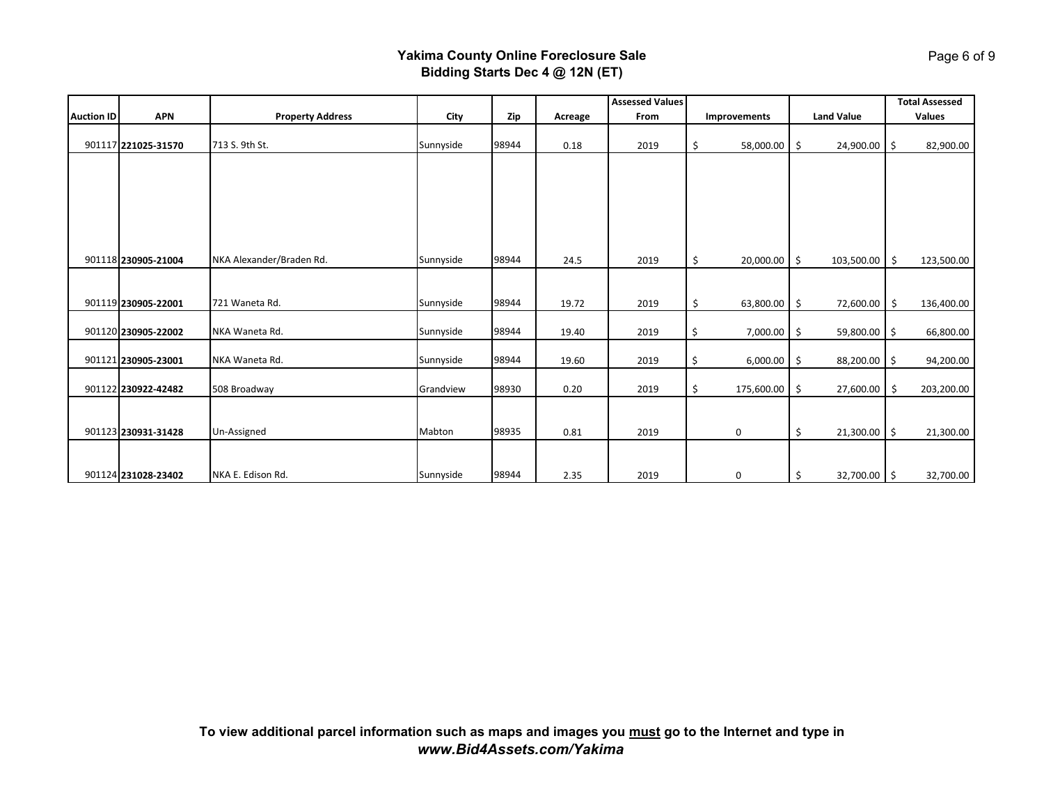## Yakima County Online Foreclosure Sale
**Bidding Starts Dec 4 @ 12N (ET)**

| Auction ID | APN | Property Address | City | Zip | Acreage | Assessed Values From | Improvements | Land Value | Total Assessed Values |
|---|---|---|---|---|---|---|---|---|---|
| 901117 | **221025-31570** | 713 S. 9th St. | Sunnyside | 98944 | 0.18 | 2019 | $ 58,000.00 | $ 24,900.00 | $ 82,900.00 |
| 901118 | **230905-21004** | NKA Alexander/Braden Rd. | Sunnyside | 98944 | 24.5 | 2019 | $ 20,000.00 | $ 103,500.00 | $ 123,500.00 |
| 901119 | **230905-22001** | 721 Waneta Rd. | Sunnyside | 98944 | 19.72 | 2019 | $ 63,800.00 | $ 72,600.00 | $ 136,400.00 |
| 901120 | **230905-22002** | NKA Waneta Rd. | Sunnyside | 98944 | 19.40 | 2019 | $ 7,000.00 | $ 59,800.00 | $ 66,800.00 |
| 901121 | **230905-23001** | NKA Waneta Rd. | Sunnyside | 98944 | 19.60 | 2019 | $ 6,000.00 | $ 88,200.00 | $ 94,200.00 |
| 901122 | **230922-42482** | 508 Broadway | Grandview | 98930 | 0.20 | 2019 | $ 175,600.00 | $ 27,600.00 | $ 203,200.00 |
| 901123 | **230931-31428** | Un-Assigned | Mabton | 98935 | 0.81 | 2019 | 0 | $ 21,300.00 | $ 21,300.00 |
| 901124 | **231028-23402** | NKA E. Edison Rd. | Sunnyside | 98944 | 2.35 | 2019 | 0 | $ 32,700.00 | $ 32,700.00 |

**To view additional parcel information such as maps and images you must go to the Internet and type in *www.Bid4Assets.com/Yakima***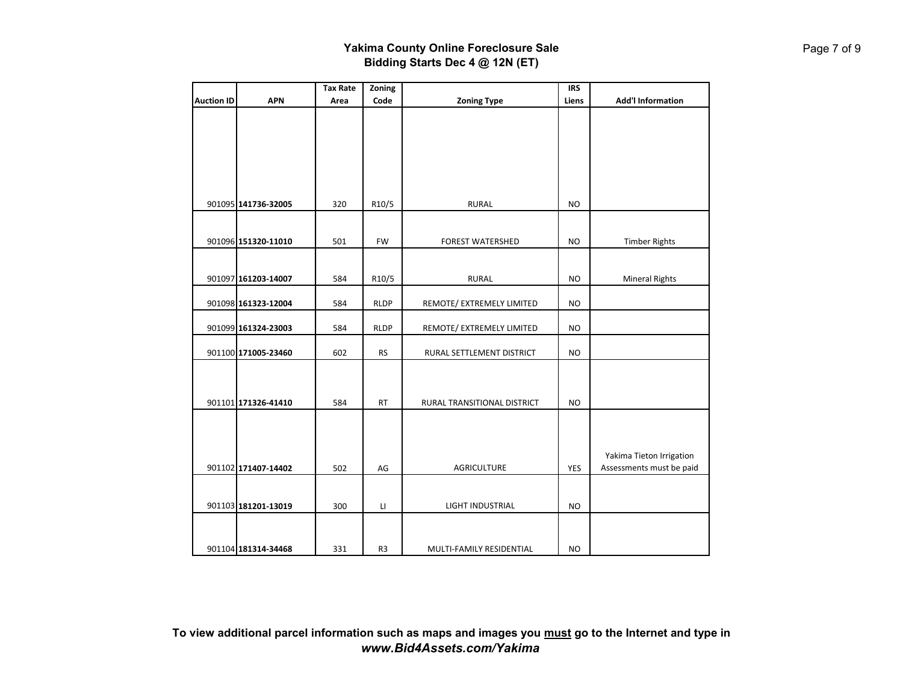**Yakima County Online Foreclosure Sale**
**Bidding Starts Dec 4 @ 12N (ET)**

| Auction ID | APN | Tax Rate Area | Zoning Code | Zoning Type | IRS Liens | Add'l Information |
|---|---|---|---|---|---|---|
| 901095 | **141736-32005** | 320 | R10/5 | RURAL | NO | |
| 901096 | **151320-11010** | 501 | FW | FOREST WATERSHED | NO | Timber Rights |
| 901097 | **161203-14007** | 584 | R10/5 | RURAL | NO | Mineral Rights |
| 901098 | **161323-12004** | 584 | RLDP | REMOTE/ EXTREMELY LIMITED | NO | |
| 901099 | **161324-23003** | 584 | RLDP | REMOTE/ EXTREMELY LIMITED | NO | |
| 901100 | **171005-23460** | 602 | RS | RURAL SETTLEMENT DISTRICT | NO | |
| 901101 | **171326-41410** | 584 | RT | RURAL TRANSITIONAL DISTRICT | NO | |
| 901102 | **171407-14402** | 502 | AG | AGRICULTURE | YES | Yakima Tieton Irrigation Assessments must be paid |
| 901103 | **181201-13019** | 300 | LI | LIGHT INDUSTRIAL | NO | |
| 901104 | **181314-34468** | 331 | R3 | MULTI-FAMILY RESIDENTIAL | NO | |

**To view additional parcel information such as maps and images you <u>must</u> go to the Internet and type in *www.Bid4Assets.com/Yakima***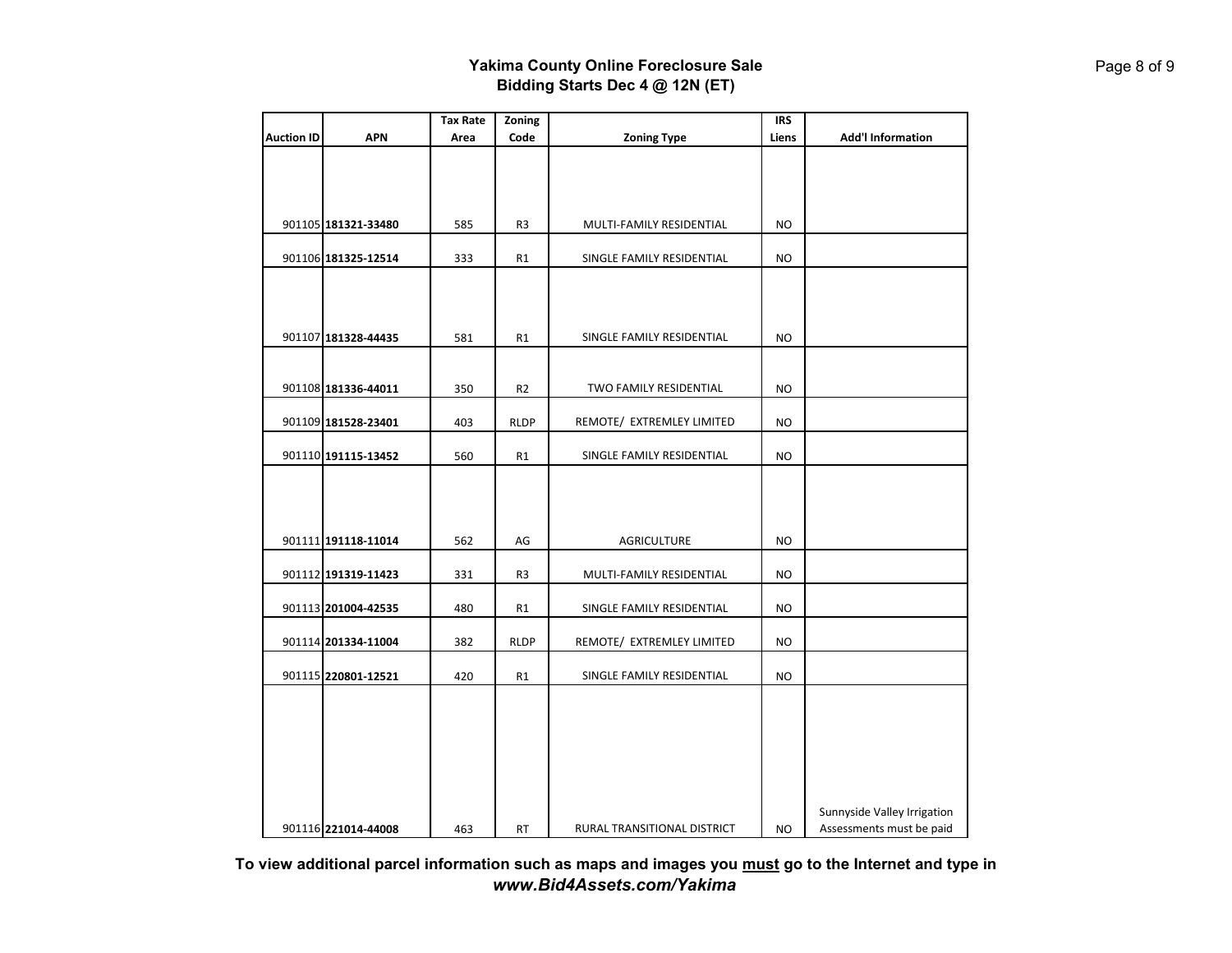## Yakima County Online Foreclosure Sale
## Bidding Starts Dec 4 @ 12N (ET)

| Auction ID | APN | Tax Rate Area | Zoning Code | Zoning Type | IRS Liens | Add'l Information |
|---|---|---|---|---|---|---|
| 901105 | **181321-33480** | 585 | R3 | MULTI-FAMILY RESIDENTIAL | NO | |
| 901106 | **181325-12514** | 333 | R1 | SINGLE FAMILY RESIDENTIAL | NO | |
| 901107 | **181328-44435** | 581 | R1 | SINGLE FAMILY RESIDENTIAL | NO | |
| 901108 | **181336-44011** | 350 | R2 | TWO FAMILY RESIDENTIAL | NO | |
| 901109 | **181528-23401** | 403 | RLDP | REMOTE/ EXTREMLEY LIMITED | NO | |
| 901110 | **191115-13452** | 560 | R1 | SINGLE FAMILY RESIDENTIAL | NO | |
| 901111 | **191118-11014** | 562 | AG | AGRICULTURE | NO | |
| 901112 | **191319-11423** | 331 | R3 | MULTI-FAMILY RESIDENTIAL | NO | |
| 901113 | **201004-42535** | 480 | R1 | SINGLE FAMILY RESIDENTIAL | NO | |
| 901114 | **201334-11004** | 382 | RLDP | REMOTE/ EXTREMLEY LIMITED | NO | |
| 901115 | **220801-12521** | 420 | R1 | SINGLE FAMILY RESIDENTIAL | NO | |
| 901116 | **221014-44008** | 463 | RT | RURAL TRANSITIONAL DISTRICT | NO | Sunnyside Valley Irrigation Assessments must be paid |

**To view additional parcel information such as maps and images you must go to the Internet and type in *www.Bid4Assets.com/Yakima***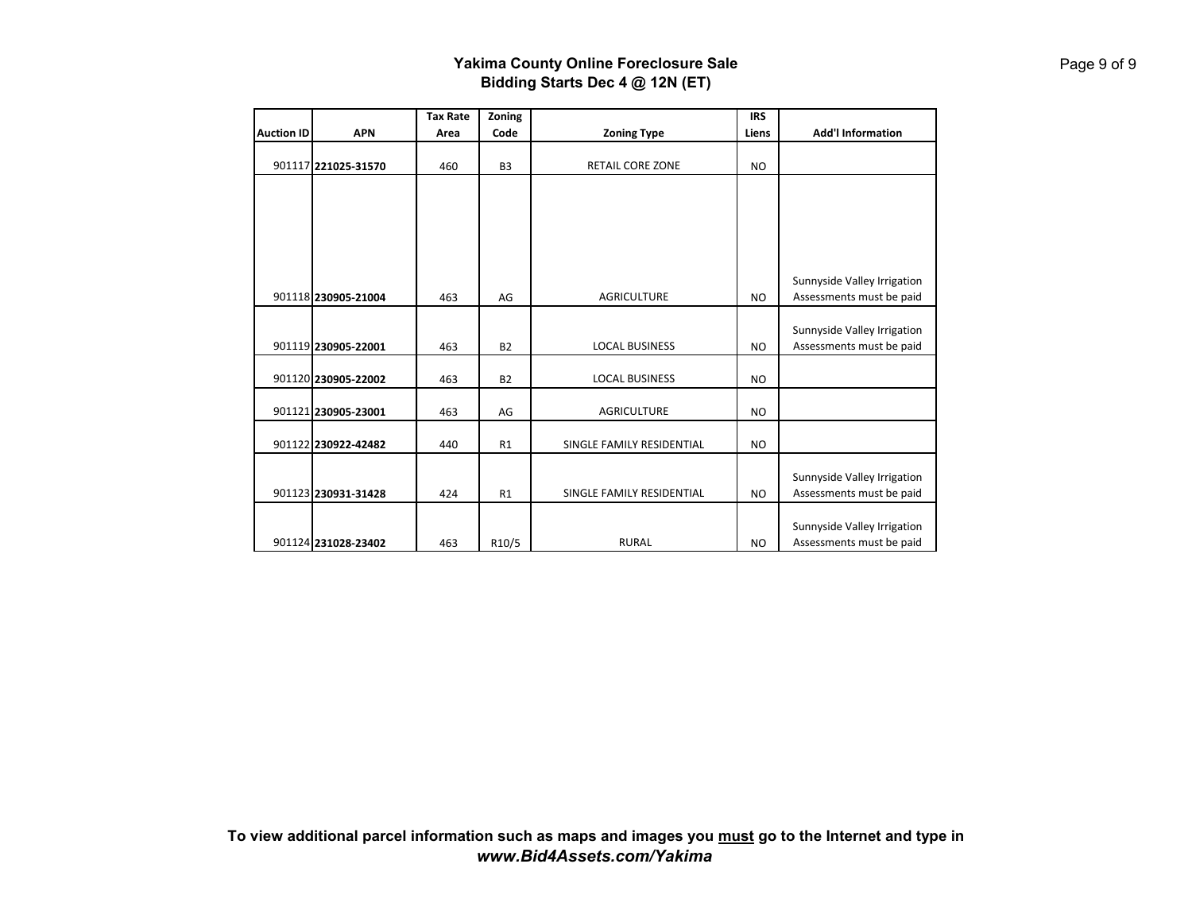**Yakima County Online Foreclosure Sale**
**Bidding Starts Dec 4 @ 12N (ET)**

| Auction ID | APN | Tax Rate Area | Zoning Code | Zoning Type | IRS Liens | Add'l Information |
|---|---|---|---|---|---|---|
| 901117 | **221025-31570** | 460 | B3 | RETAIL CORE ZONE | NO | |
| 901118 | **230905-21004** | 463 | AG | AGRICULTURE | NO | Sunnyside Valley Irrigation Assessments must be paid |
| 901119 | **230905-22001** | 463 | B2 | LOCAL BUSINESS | NO | Sunnyside Valley Irrigation Assessments must be paid |
| 901120 | **230905-22002** | 463 | B2 | LOCAL BUSINESS | NO | |
| 901121 | **230905-23001** | 463 | AG | AGRICULTURE | NO | |
| 901122 | **230922-42482** | 440 | R1 | SINGLE FAMILY RESIDENTIAL | NO | |
| 901123 | **230931-31428** | 424 | R1 | SINGLE FAMILY RESIDENTIAL | NO | Sunnyside Valley Irrigation Assessments must be paid |
| 901124 | **231028-23402** | 463 | R10/5 | RURAL | NO | Sunnyside Valley Irrigation Assessments must be paid |

**To view additional parcel information such as maps and images you must go to the Internet and type in** ***www.Bid4Assets.com/Yakima***